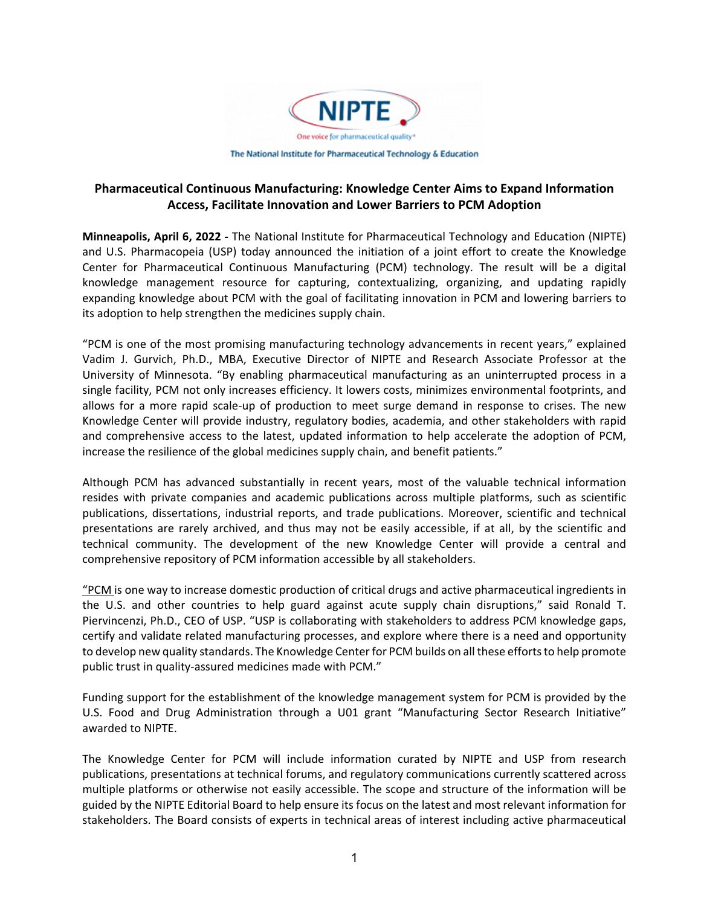NIPTE

One voice for pharmaceutical quality®

The National Institute for Pharmaceutical Technology & Education

**Pharmaceutical Continuous Manufacturing: Knowledge Center Aims to Expand Information Access, Facilitate Innovation and Lower Barriers to PCM Adoption**

**Minneapolis, April 6, 2022 -** The National Institute for Pharmaceutical Technology and Education (NIPTE) and U.S. Pharmacopeia (USP) today announced the initiation of a joint effort to create the Knowledge Center for Pharmaceutical Continuous Manufacturing (PCM) technology. The result will be a digital knowledge management resource for capturing, contextualizing, organizing, and updating rapidly expanding knowledge about PCM with the goal of facilitating innovation in PCM and lowering barriers to its adoption to help strengthen the medicines supply chain.

"PCM is one of the most promising manufacturing technology advancements in recent years," explained Vadim J. Gurvich, Ph.D., MBA, Executive Director of NIPTE and Research Associate Professor at the University of Minnesota. "By enabling pharmaceutical manufacturing as an uninterrupted process in a single facility, PCM not only increases efficiency. It lowers costs, minimizes environmental footprints, and allows for a more rapid scale-up of production to meet surge demand in response to crises. The new Knowledge Center will provide industry, regulatory bodies, academia, and other stakeholders with rapid and comprehensive access to the latest, updated information to help accelerate the adoption of PCM, increase the resilience of the global medicines supply chain, and benefit patients."

Although PCM has advanced substantially in recent years, most of the valuable technical information resides with private companies and academic publications across multiple platforms, such as scientific publications, dissertations, industrial reports, and trade publications. Moreover, scientific and technical presentations are rarely archived, and thus may not be easily accessible, if at all, by the scientific and technical community. The development of the new Knowledge Center will provide a central and comprehensive repository of PCM information accessible by all stakeholders.

"PCM is one way to increase domestic production of critical drugs and active pharmaceutical ingredients in the U.S. and other countries to help guard against acute supply chain disruptions," said Ronald T. Piervincenzi, Ph.D., CEO of USP. "USP is collaborating with stakeholders to address PCM knowledge gaps, certify and validate related manufacturing processes, and explore where there is a need and opportunity to develop new quality standards. The Knowledge Center for PCM builds on all these efforts to help promote public trust in quality-assured medicines made with PCM."

Funding support for the establishment of the knowledge management system for PCM is provided by the U.S. Food and Drug Administration through a U01 grant "Manufacturing Sector Research Initiative" awarded to NIPTE.

The Knowledge Center for PCM will include information curated by NIPTE and USP from research publications, presentations at technical forums, and regulatory communications currently scattered across multiple platforms or otherwise not easily accessible. The scope and structure of the information will be guided by the NIPTE Editorial Board to help ensure its focus on the latest and most relevant information for stakeholders. The Board consists of experts in technical areas of interest including active pharmaceutical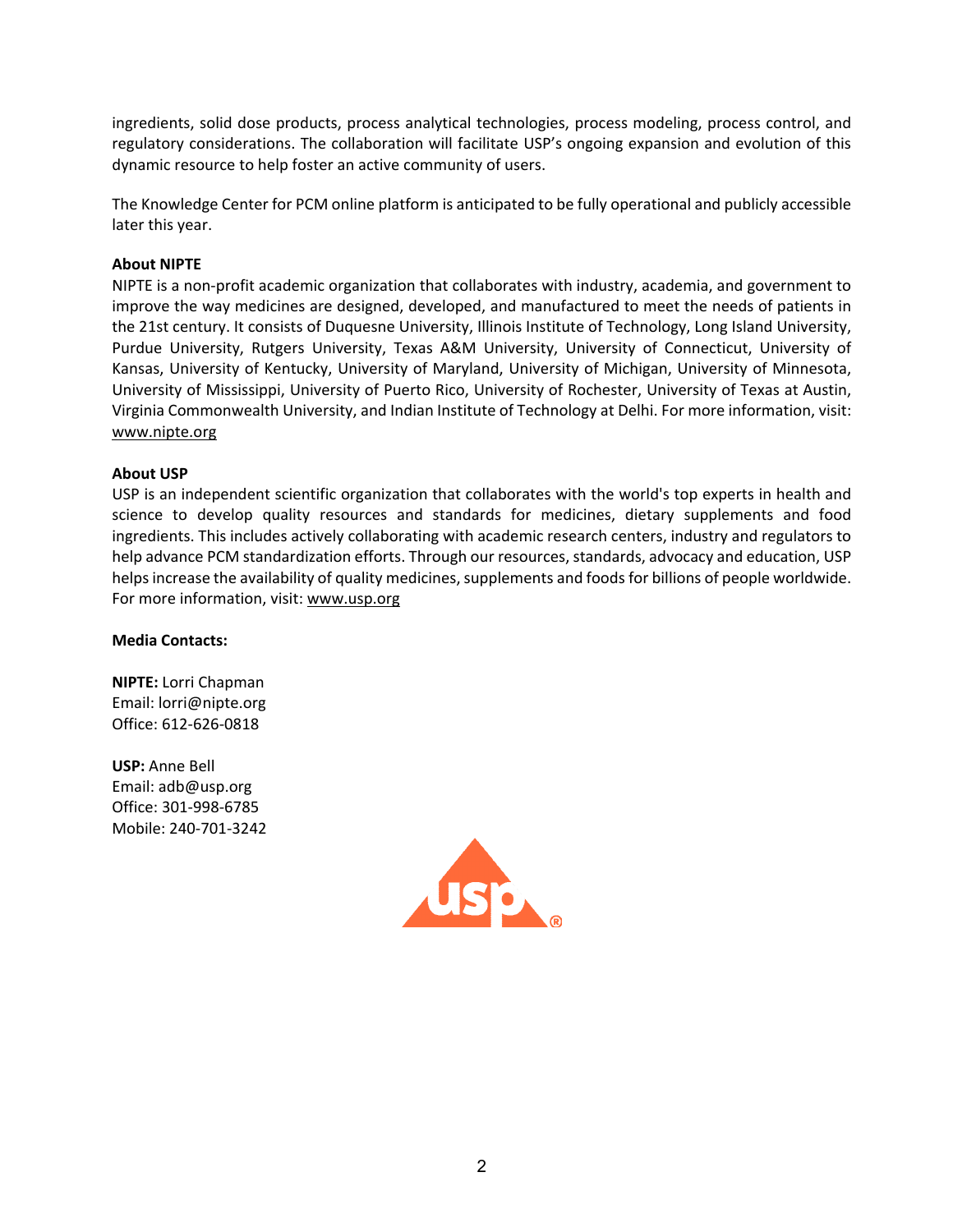ingredients, solid dose products, process analytical technologies, process modeling, process control, and regulatory considerations. The collaboration will facilitate USP's ongoing expansion and evolution of this dynamic resource to help foster an active community of users.

The Knowledge Center for PCM online platform is anticipated to be fully operational and publicly accessible later this year.

**About NIPTE**

NIPTE is a non-profit academic organization that collaborates with industry, academia, and government to improve the way medicines are designed, developed, and manufactured to meet the needs of patients in the 21st century. It consists of Duquesne University, Illinois Institute of Technology, Long Island University, Purdue University, Rutgers University, Texas A&M University, University of Connecticut, University of Kansas, University of Kentucky, University of Maryland, University of Michigan, University of Minnesota, University of Mississippi, University of Puerto Rico, University of Rochester, University of Texas at Austin, Virginia Commonwealth University, and Indian Institute of Technology at Delhi. For more information, visit: www.nipte.org

**About USP**

USP is an independent scientific organization that collaborates with the world's top experts in health and science to develop quality resources and standards for medicines, dietary supplements and food ingredients. This includes actively collaborating with academic research centers, industry and regulators to help advance PCM standardization efforts. Through our resources, standards, advocacy and education, USP helps increase the availability of quality medicines, supplements and foods for billions of people worldwide. For more information, visit: www.usp.org

**Media Contacts:**

**NIPTE:** Lorri Chapman
Email: lorri@nipte.org
Office: 612-626-0818

**USP:** Anne Bell
Email: adb@usp.org
Office: 301-998-6785
Mobile: 240-701-3242